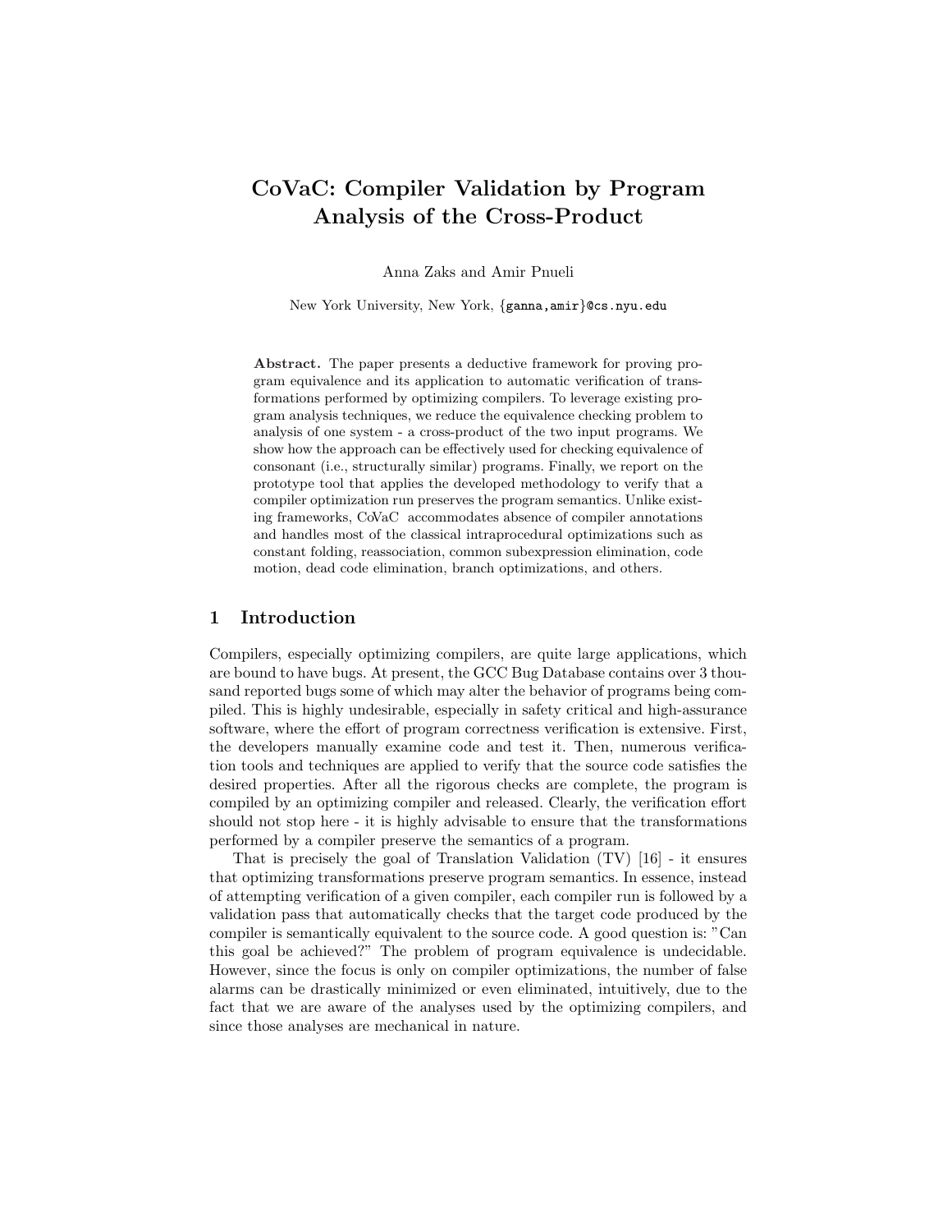# CoVaC: Compiler Validation by Program Analysis of the Cross-Product

Anna Zaks and Amir Pnueli

New York University, New York, {ganna,amir}@cs.nyu.edu

**Abstract.** The paper presents a deductive framework for proving program equivalence and its application to automatic verification of transformations performed by optimizing compilers. To leverage existing program analysis techniques, we reduce the equivalence checking problem to analysis of one system - a cross-product of the two input programs. We show how the approach can be effectively used for checking equivalence of consonant (i.e., structurally similar) programs. Finally, we report on the prototype tool that applies the developed methodology to verify that a compiler optimization run preserves the program semantics. Unlike existing frameworks, CoVaC accommodates absence of compiler annotations and handles most of the classical intraprocedural optimizations such as constant folding, reassociation, common subexpression elimination, code motion, dead code elimination, branch optimizations, and others.

## 1 Introduction

Compilers, especially optimizing compilers, are quite large applications, which are bound to have bugs. At present, the GCC Bug Database contains over 3 thousand reported bugs some of which may alter the behavior of programs being compiled. This is highly undesirable, especially in safety critical and high-assurance software, where the effort of program correctness verification is extensive. First, the developers manually examine code and test it. Then, numerous verification tools and techniques are applied to verify that the source code satisfies the desired properties. After all the rigorous checks are complete, the program is compiled by an optimizing compiler and released. Clearly, the verification effort should not stop here - it is highly advisable to ensure that the transformations performed by a compiler preserve the semantics of a program.

That is precisely the goal of Translation Validation (TV) [16] - it ensures that optimizing transformations preserve program semantics. In essence, instead of attempting verification of a given compiler, each compiler run is followed by a validation pass that automatically checks that the target code produced by the compiler is semantically equivalent to the source code. A good question is: "Can this goal be achieved?" The problem of program equivalence is undecidable. However, since the focus is only on compiler optimizations, the number of false alarms can be drastically minimized or even eliminated, intuitively, due to the fact that we are aware of the analyses used by the optimizing compilers, and since those analyses are mechanical in nature.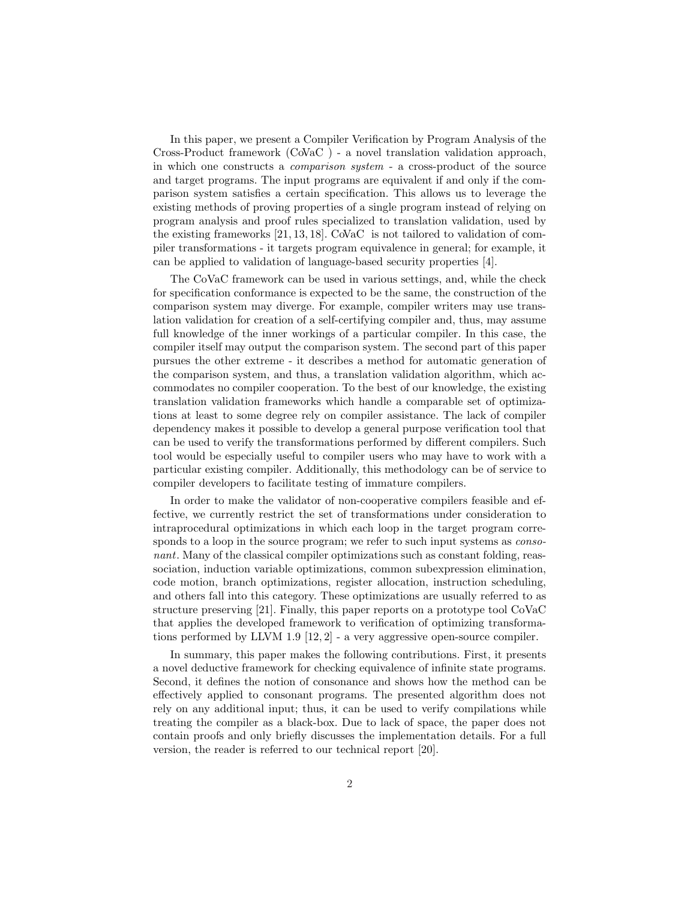In this paper, we present a Compiler Verification by Program Analysis of the Cross-Product framework (CoVaC ) - a novel translation validation approach, in which one constructs a *comparison system* - a cross-product of the source and target programs. The input programs are equivalent if and only if the comparison system satisfies a certain specification. This allows us to leverage the existing methods of proving properties of a single program instead of relying on program analysis and proof rules specialized to translation validation, used by the existing frameworks [21, 13, 18]. CoVaC is not tailored to validation of compiler transformations - it targets program equivalence in general; for example, it can be applied to validation of language-based security properties [4].

The CoVaC framework can be used in various settings, and, while the check for specification conformance is expected to be the same, the construction of the comparison system may diverge. For example, compiler writers may use translation validation for creation of a self-certifying compiler and, thus, may assume full knowledge of the inner workings of a particular compiler. In this case, the compiler itself may output the comparison system. The second part of this paper pursues the other extreme - it describes a method for automatic generation of the comparison system, and thus, a translation validation algorithm, which accommodates no compiler cooperation. To the best of our knowledge, the existing translation validation frameworks which handle a comparable set of optimizations at least to some degree rely on compiler assistance. The lack of compiler dependency makes it possible to develop a general purpose verification tool that can be used to verify the transformations performed by different compilers. Such tool would be especially useful to compiler users who may have to work with a particular existing compiler. Additionally, this methodology can be of service to compiler developers to facilitate testing of immature compilers.

In order to make the validator of non-cooperative compilers feasible and effective, we currently restrict the set of transformations under consideration to intraprocedural optimizations in which each loop in the target program corresponds to a loop in the source program; we refer to such input systems as *consonant*. Many of the classical compiler optimizations such as constant folding, reassociation, induction variable optimizations, common subexpression elimination, code motion, branch optimizations, register allocation, instruction scheduling, and others fall into this category. These optimizations are usually referred to as structure preserving [21]. Finally, this paper reports on a prototype tool CoVaC that applies the developed framework to verification of optimizing transformations performed by LLVM 1.9 [12, 2] - a very aggressive open-source compiler.

In summary, this paper makes the following contributions. First, it presents a novel deductive framework for checking equivalence of infinite state programs. Second, it defines the notion of consonance and shows how the method can be effectively applied to consonant programs. The presented algorithm does not rely on any additional input; thus, it can be used to verify compilations while treating the compiler as a black-box. Due to lack of space, the paper does not contain proofs and only briefly discusses the implementation details. For a full version, the reader is referred to our technical report [20].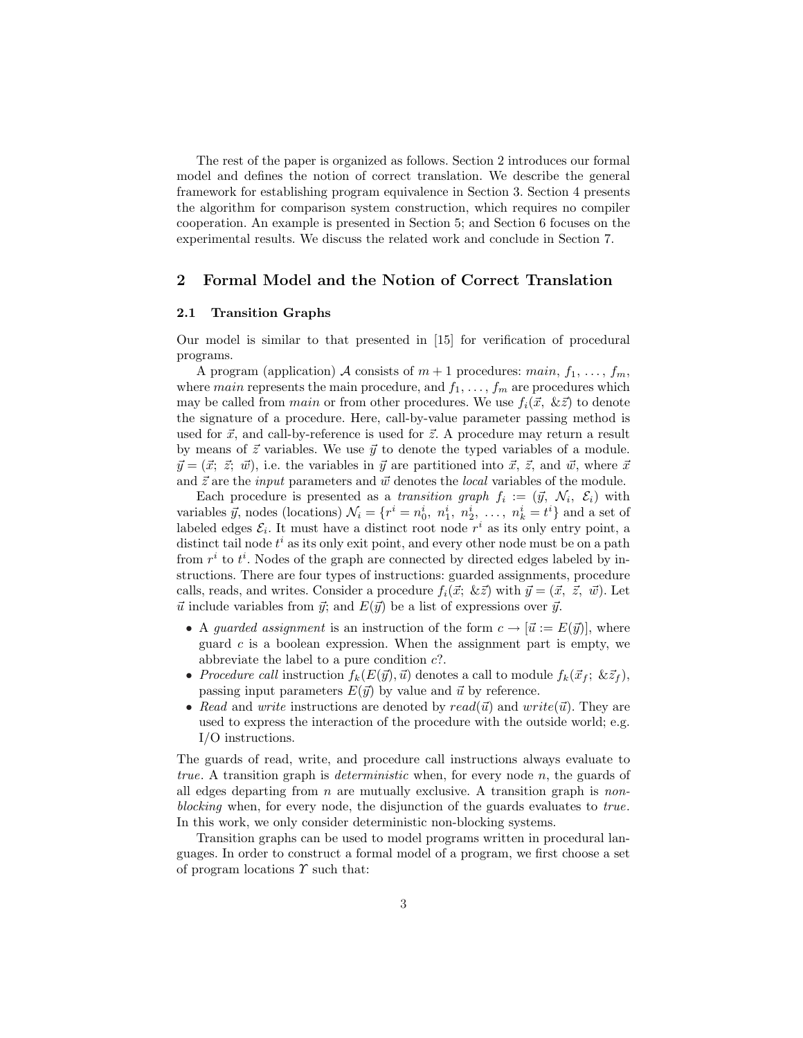The rest of the paper is organized as follows. Section 2 introduces our formal model and defines the notion of correct translation. We describe the general framework for establishing program equivalence in Section 3. Section 4 presents the algorithm for comparison system construction, which requires no compiler cooperation. An example is presented in Section 5; and Section 6 focuses on the experimental results. We discuss the related work and conclude in Section 7.

## 2 Formal Model and the Notion of Correct Translation

### 2.1 Transition Graphs

Our model is similar to that presented in [15] for verification of procedural programs.

A program (application) $\mathcal{A}$ consists of $m+1$ procedures: *main*, $f_1, \ldots, f_m$, where *main* represents the main procedure, and $f_1, \ldots, f_m$ are procedures which may be called from *main* or from other procedures. We use $f_i(\vec{x},\ \&\vec{z})$ to denote the signature of a procedure. Here, call-by-value parameter passing method is used for $\vec{x}$, and call-by-reference is used for $\vec{z}$. A procedure may return a result by means of $\vec{z}$ variables. We use $\vec{y}$ to denote the typed variables of a module. $\vec{y} = (\vec{x};\ \vec{z};\ \vec{w})$, i.e. the variables in $\vec{y}$ are partitioned into $\vec{x}$, $\vec{z}$, and $\vec{w}$, where $\vec{x}$ and $\vec{z}$ are the *input* parameters and $\vec{w}$ denotes the *local* variables of the module.

Each procedure is presented as a *transition graph* $f_i := (\vec{y},\ \mathcal{N}_i,\ \mathcal{E}_i)$ with variables $\vec{y}$, nodes (locations) $\mathcal{N}_i = \{r^i = n^i_0,\ n^i_1,\ n^i_2,\ \ldots,\ n^i_k = t^i\}$ and a set of labeled edges $\mathcal{E}_i$. It must have a distinct root node $r^i$ as its only entry point, a distinct tail node $t^i$ as its only exit point, and every other node must be on a path from $r^i$ to $t^i$. Nodes of the graph are connected by directed edges labeled by instructions. There are four types of instructions: guarded assignments, procedure calls, reads, and writes. Consider a procedure $f_i(\vec{x};\ \&\vec{z})$ with $\vec{y} = (\vec{x},\ \vec{z},\ \vec{w})$. Let $\vec{u}$ include variables from $\vec{y}$; and $E(\vec{y})$ be a list of expressions over $\vec{y}$.

- A *guarded assignment* is an instruction of the form $c \rightarrow [\vec{u} := E(\vec{y})]$, where guard $c$ is a boolean expression. When the assignment part is empty, we abbreviate the label to a pure condition $c?$.
- *Procedure call* instruction $f_k(E(\vec{y}), \vec{u})$ denotes a call to module $f_k(\vec{x}_f;\ \&\vec{z}_f)$, passing input parameters $E(\vec{y})$ by value and $\vec{u}$ by reference.
- *Read* and *write* instructions are denoted by $read(\vec{u})$ and $write(\vec{u})$. They are used to express the interaction of the procedure with the outside world; e.g. I/O instructions.

The guards of read, write, and procedure call instructions always evaluate to *true*. A transition graph is *deterministic* when, for every node $n$, the guards of all edges departing from $n$ are mutually exclusive. A transition graph is *non-blocking* when, for every node, the disjunction of the guards evaluates to *true*. In this work, we only consider deterministic non-blocking systems.

Transition graphs can be used to model programs written in procedural languages. In order to construct a formal model of a program, we first choose a set of program locations $\Upsilon$ such that: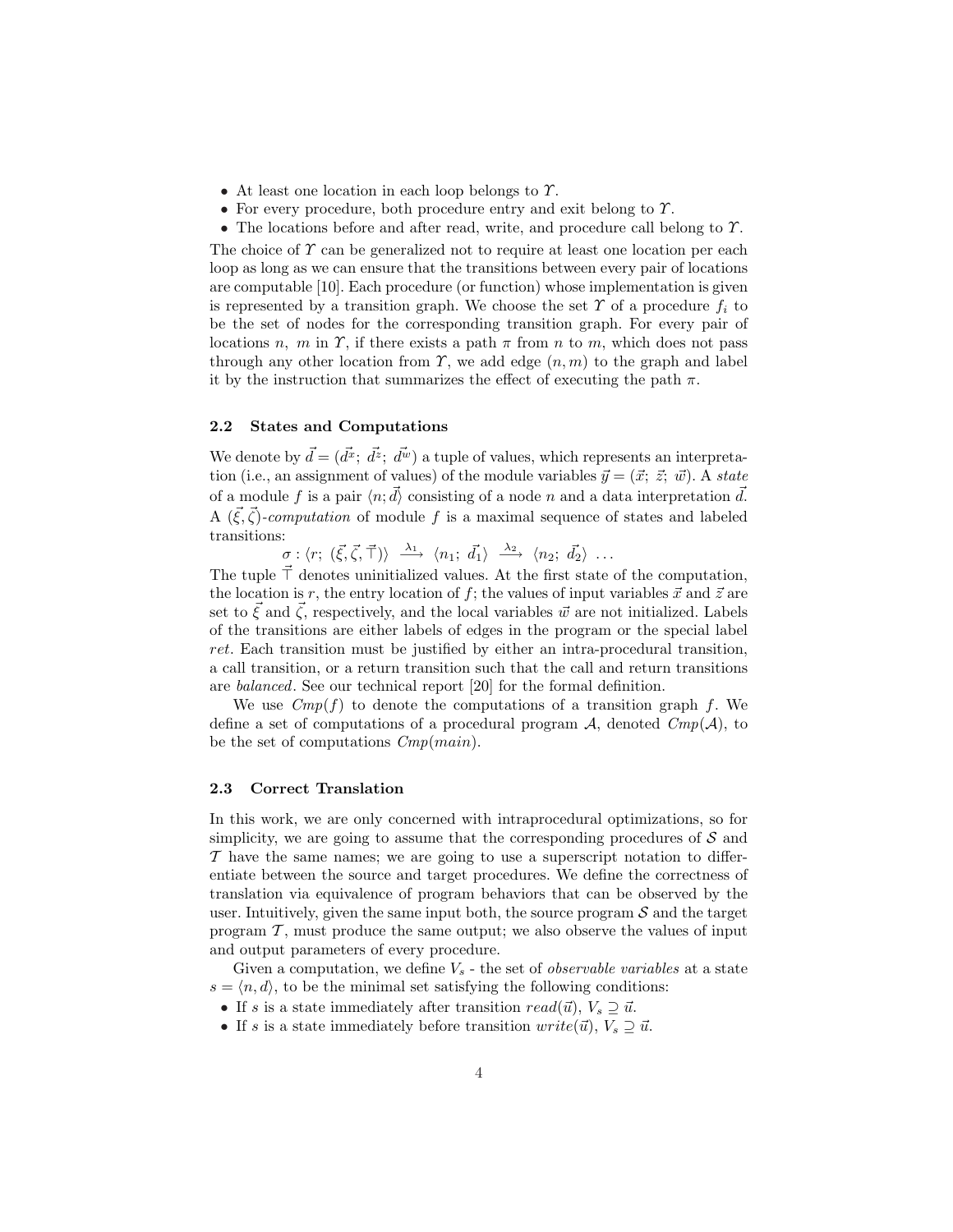- At least one location in each loop belongs to $\Upsilon$.
- For every procedure, both procedure entry and exit belong to $\Upsilon$.
- The locations before and after read, write, and procedure call belong to $\Upsilon$.

The choice of $\Upsilon$ can be generalized not to require at least one location per each loop as long as we can ensure that the transitions between every pair of locations are computable [10]. Each procedure (or function) whose implementation is given is represented by a transition graph. We choose the set $\Upsilon$ of a procedure $f_i$ to be the set of nodes for the corresponding transition graph. For every pair of locations $n$, $m$ in $\Upsilon$, if there exists a path $\pi$ from $n$ to $m$, which does not pass through any other location from $\Upsilon$, we add edge $(n, m)$ to the graph and label it by the instruction that summarizes the effect of executing the path $\pi$.

### 2.2 States and Computations

We denote by $\vec{d} = (\vec{d^x};\ \vec{d^z};\ \vec{d^w})$ a tuple of values, which represents an interpretation (i.e., an assignment of values) of the module variables $\vec{y} = (\vec{x};\ \vec{z};\ \vec{w})$. A *state* of a module $f$ is a pair $\langle n; \vec{d} \rangle$ consisting of a node $n$ and a data interpretation $\vec{d}$. A $(\vec{\xi}, \vec{\zeta})$-*computation* of module $f$ is a maximal sequence of states and labeled transitions:

$$\sigma : \langle r;\ (\vec{\xi}, \vec{\zeta}, \vec{\top}) \rangle \ \xrightarrow{\lambda_1}\ \langle n_1;\ \vec{d_1} \rangle \ \xrightarrow{\lambda_2}\ \langle n_2;\ \vec{d_2} \rangle \ \ldots$$

The tuple $\vec{\top}$ denotes uninitialized values. At the first state of the computation, the location is $r$, the entry location of $f$; the values of input variables $\vec{x}$ and $\vec{z}$ are set to $\vec{\xi}$ and $\vec{\zeta}$, respectively, and the local variables $\vec{w}$ are not initialized. Labels of the transitions are either labels of edges in the program or the special label *ret*. Each transition must be justified by either an intra-procedural transition, a call transition, or a return transition such that the call and return transitions are *balanced*. See our technical report [20] for the formal definition.

We use $Cmp(f)$ to denote the computations of a transition graph $f$. We define a set of computations of a procedural program $\mathcal{A}$, denoted $Cmp(\mathcal{A})$, to be the set of computations $Cmp(main)$.

### 2.3 Correct Translation

In this work, we are only concerned with intraprocedural optimizations, so for simplicity, we are going to assume that the corresponding procedures of $\mathcal{S}$ and $\mathcal{T}$ have the same names; we are going to use a superscript notation to differentiate between the source and target procedures. We define the correctness of translation via equivalence of program behaviors that can be observed by the user. Intuitively, given the same input both, the source program $\mathcal{S}$ and the target program $\mathcal{T}$, must produce the same output; we also observe the values of input and output parameters of every procedure.

Given a computation, we define $V_s$ - the set of *observable variables* at a state $s = \langle n, d \rangle$, to be the minimal set satisfying the following conditions:

- If $s$ is a state immediately after transition $read(\vec{u})$, $V_s \supseteq \vec{u}$.
- If $s$ is a state immediately before transition $write(\vec{u})$, $V_s \supseteq \vec{u}$.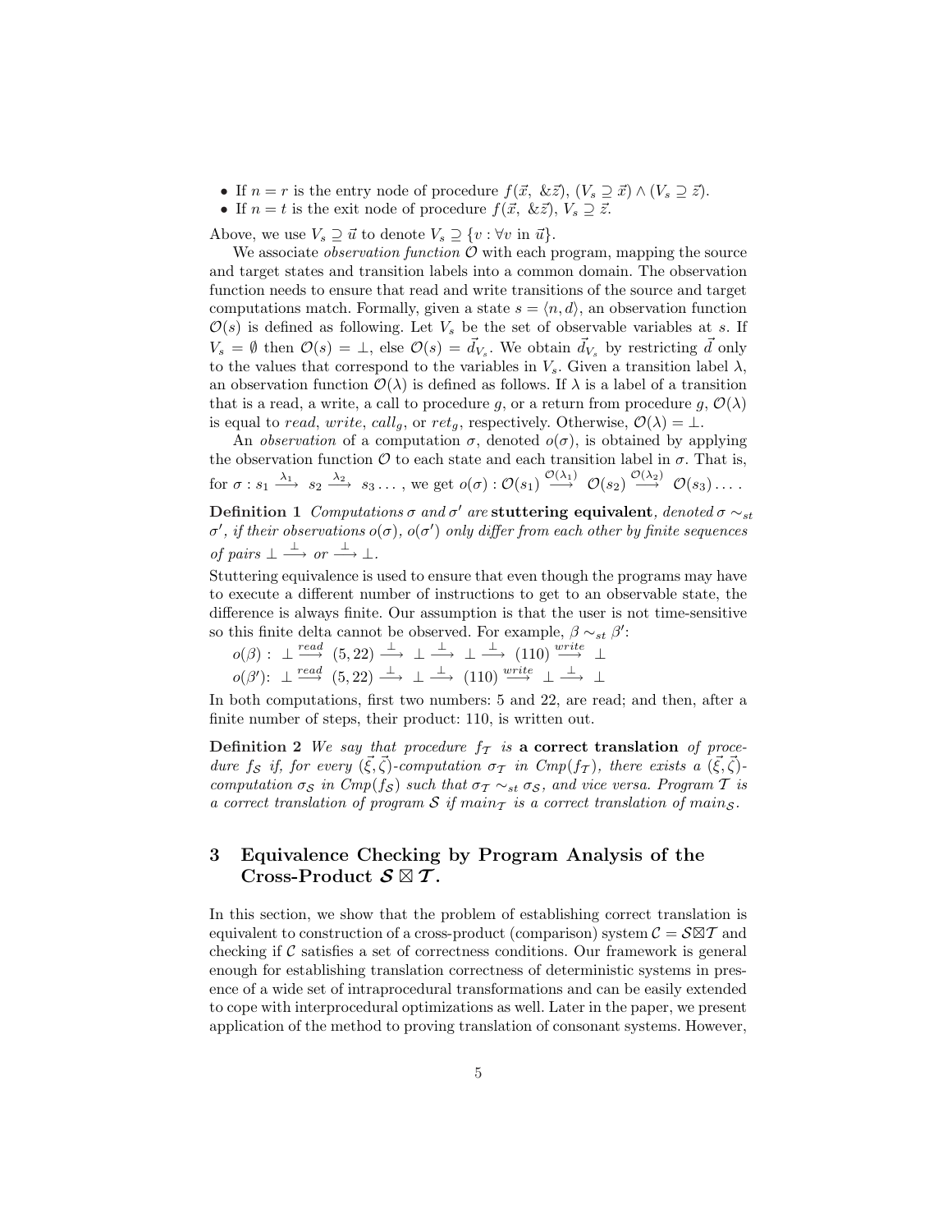- If $n = r$ is the entry node of procedure $f(\vec{x},\ \&\vec{z})$, $(V_s \supseteq \vec{x}) \wedge (V_s \supseteq \vec{z})$.
- If $n = t$ is the exit node of procedure $f(\vec{x},\ \&\vec{z})$, $V_s \supseteq \vec{z}$.

Above, we use $V_s \supseteq \vec{u}$ to denote $V_s \supseteq \{v : \forall v \text{ in } \vec{u}\}$.

We associate *observation function* $\mathcal{O}$ with each program, mapping the source and target states and transition labels into a common domain. The observation function needs to ensure that read and write transitions of the source and target computations match. Formally, given a state $s = \langle n, d\rangle$, an observation function $\mathcal{O}(s)$ is defined as following. Let $V_s$ be the set of observable variables at $s$. If $V_s = \emptyset$ then $\mathcal{O}(s) = \bot$, else $\mathcal{O}(s) = \vec{d}_{V_s}$. We obtain $\vec{d}_{V_s}$ by restricting $\vec{d}$ only to the values that correspond to the variables in $V_s$. Given a transition label $\lambda$, an observation function $\mathcal{O}(\lambda)$ is defined as follows. If $\lambda$ is a label of a transition that is a read, a write, a call to procedure $g$, or a return from procedure $g$, $\mathcal{O}(\lambda)$ is equal to *read*, *write*, $call_g$, or $ret_g$, respectively. Otherwise, $\mathcal{O}(\lambda) = \bot$.

An *observation* of a computation $\sigma$, denoted $o(\sigma)$, is obtained by applying the observation function $\mathcal{O}$ to each state and each transition label in $\sigma$. That is, for $\sigma : s_1 \xrightarrow{\lambda_1} s_2 \xrightarrow{\lambda_2} s_3 \ldots$, we get $o(\sigma) : \mathcal{O}(s_1) \xrightarrow{\mathcal{O}(\lambda_1)} \mathcal{O}(s_2) \xrightarrow{\mathcal{O}(\lambda_2)} \mathcal{O}(s_3) \ldots$.

**Definition 1** *Computations $\sigma$ and $\sigma'$ are* **stuttering equivalent***, denoted $\sigma \sim_{st} \sigma'$, if their observations $o(\sigma)$, $o(\sigma')$ only differ from each other by finite sequences of pairs $\bot \xrightarrow{\bot}$ or $\xrightarrow{\bot} \bot$.*

Stuttering equivalence is used to ensure that even though the programs may have to execute a different number of instructions to get to an observable state, the difference is always finite. Our assumption is that the user is not time-sensitive so this finite delta cannot be observed. For example, $\beta \sim_{st} \beta'$:

$o(\beta):\ \bot \xrightarrow{read} (5, 22) \xrightarrow{\bot} \bot \xrightarrow{\bot} \bot \xrightarrow{\bot} (110) \xrightarrow{write} \bot$

$o(\beta'):\ \bot \xrightarrow{read} (5, 22) \xrightarrow{\bot} \bot \xrightarrow{\bot} (110) \xrightarrow{write} \bot \xrightarrow{\bot} \bot$

In both computations, first two numbers: 5 and 22, are read; and then, after a finite number of steps, their product: 110, is written out.

**Definition 2** *We say that procedure $f_\mathcal{T}$ is* **a correct translation** *of procedure $f_\mathcal{S}$ if, for every $(\vec{\xi}, \vec{\zeta})$-computation $\sigma_\mathcal{T}$ in $Cmp(f_\mathcal{T})$, there exists a $(\vec{\xi}, \vec{\zeta})$-computation $\sigma_\mathcal{S}$ in $Cmp(f_\mathcal{S})$ such that $\sigma_\mathcal{T} \sim_{st} \sigma_\mathcal{S}$, and vice versa. Program $\mathcal{T}$ is a correct translation of program $\mathcal{S}$ if $main_\mathcal{T}$ is a correct translation of $main_\mathcal{S}$.*

## 3 Equivalence Checking by Program Analysis of the Cross-Product $\mathcal{S} \boxtimes \mathcal{T}$.

In this section, we show that the problem of establishing correct translation is equivalent to construction of a cross-product (comparison) system $\mathcal{C} = \mathcal{S} \boxtimes \mathcal{T}$ and checking if $\mathcal{C}$ satisfies a set of correctness conditions. Our framework is general enough for establishing translation correctness of deterministic systems in presence of a wide set of intraprocedural transformations and can be easily extended to cope with interprocedural optimizations as well. Later in the paper, we present application of the method to proving translation of consonant systems. However,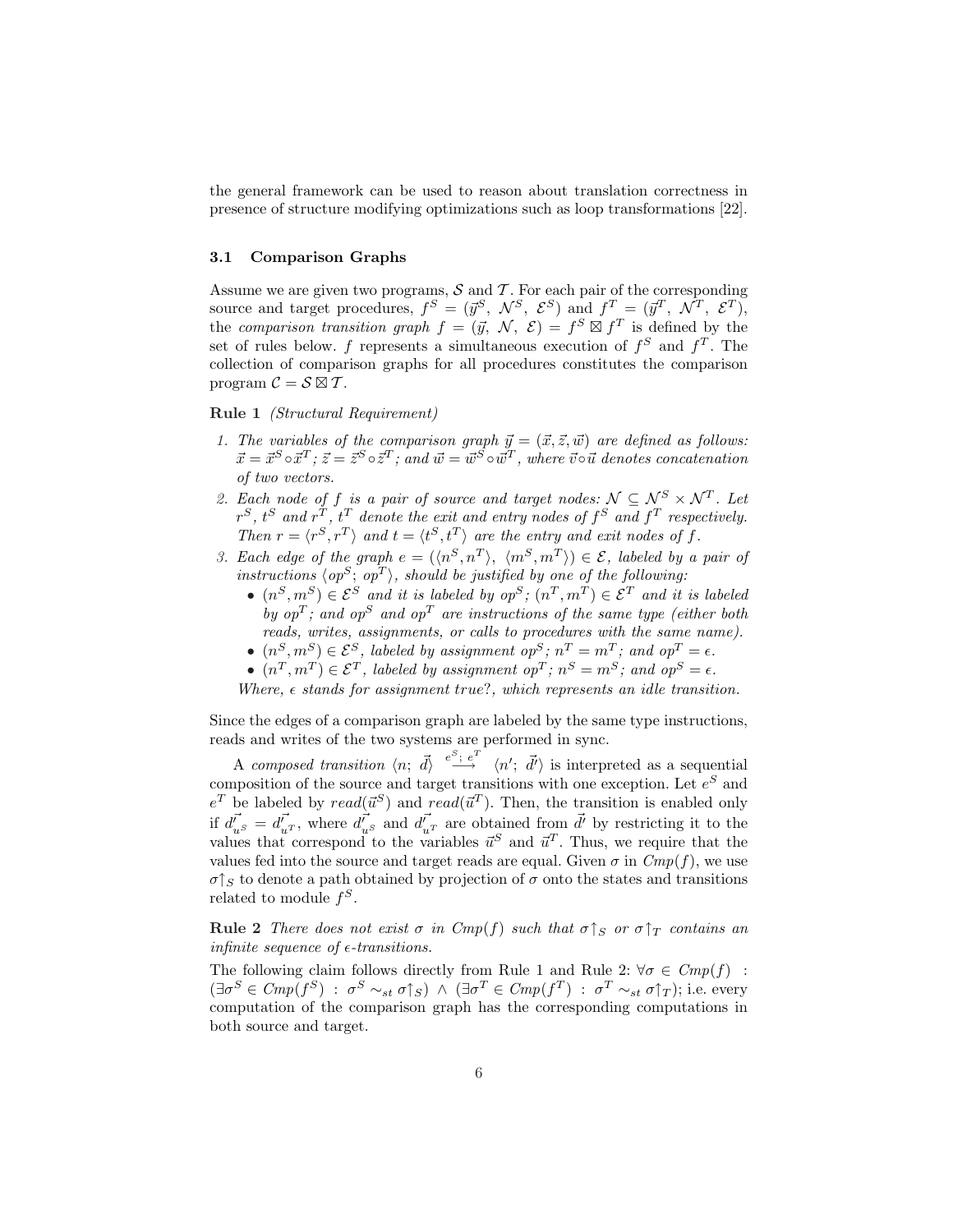the general framework can be used to reason about translation correctness in presence of structure modifying optimizations such as loop transformations [22].

### 3.1 Comparison Graphs

Assume we are given two programs, $\mathcal{S}$ and $\mathcal{T}$. For each pair of the corresponding source and target procedures, $f^S = (\vec{y}^S,\ \mathcal{N}^S,\ \mathcal{E}^S)$ and $f^T = (\vec{y}^T,\ \mathcal{N}^T,\ \mathcal{E}^T)$, the *comparison transition graph* $f = (\vec{y},\ \mathcal{N},\ \mathcal{E}) = f^S \boxtimes f^T$ is defined by the set of rules below. $f$ represents a simultaneous execution of $f^S$ and $f^T$. The collection of comparison graphs for all procedures constitutes the comparison program $\mathcal{C} = \mathcal{S} \boxtimes \mathcal{T}$.

**Rule 1** *(Structural Requirement)*

1. *The variables of the comparison graph $\vec{y} = (\vec{x}, \vec{z}, \vec{w})$ are defined as follows: $\vec{x} = \vec{x}^S \circ \vec{x}^T$; $\vec{z} = \vec{z}^S \circ \vec{z}^T$; and $\vec{w} = \vec{w}^S \circ \vec{w}^T$, where $\vec{v} \circ \vec{u}$ denotes concatenation of two vectors.*
2. *Each node of $f$ is a pair of source and target nodes: $\mathcal{N} \subseteq \mathcal{N}^S \times \mathcal{N}^T$. Let $r^S$, $t^S$ and $r^T$, $t^T$ denote the exit and entry nodes of $f^S$ and $f^T$ respectively. Then $r = \langle r^S, r^T \rangle$ and $t = \langle t^S, t^T \rangle$ are the entry and exit nodes of $f$.*
3. *Each edge of the graph $e = (\langle n^S, n^T \rangle,\ \langle m^S, m^T \rangle) \in \mathcal{E}$, labeled by a pair of instructions $\langle op^S;\ op^T \rangle$, should be justified by one of the following:*
   - *$(n^S, m^S) \in \mathcal{E}^S$ and it is labeled by $op^S$; $(n^T, m^T) \in \mathcal{E}^T$ and it is labeled by $op^T$; and $op^S$ and $op^T$ are instructions of the same type (either both reads, writes, assignments, or calls to procedures with the same name).*
   - *$(n^S, m^S) \in \mathcal{E}^S$, labeled by assignment $op^S$; $n^T = m^T$; and $op^T = \epsilon$.*
   - *$(n^T, m^T) \in \mathcal{E}^T$, labeled by assignment $op^T$; $n^S = m^S$; and $op^S = \epsilon$.*

   *Where, $\epsilon$ stands for assignment $true?$, which represents an idle transition.*

Since the edges of a comparison graph are labeled by the same type instructions, reads and writes of the two systems are performed in sync.

A *composed transition* $\langle n;\ \vec{d} \rangle \xrightarrow{e^S;\ e^T} \langle n';\ \vec{d'} \rangle$ is interpreted as a sequential composition of the source and target transitions with one exception. Let $e^S$ and $e^T$ be labeled by $read(\vec{u}^S)$ and $read(\vec{u}^T)$. Then, the transition is enabled only if $\vec{d'}_{u^S} = \vec{d'}_{u^T}$, where $\vec{d'}_{u^S}$ and $\vec{d'}_{u^T}$ are obtained from $\vec{d'}$ by restricting it to the values that correspond to the variables $\vec{u}^S$ and $\vec{u}^T$. Thus, we require that the values fed into the source and target reads are equal. Given $\sigma$ in $Cmp(f)$, we use $\sigma{\uparrow}_S$ to denote a path obtained by projection of $\sigma$ onto the states and transitions related to module $f^S$.

**Rule 2** *There does not exist $\sigma$ in $Cmp(f)$ such that $\sigma{\uparrow}_S$ or $\sigma{\uparrow}_T$ contains an infinite sequence of $\epsilon$-transitions.*

The following claim follows directly from Rule 1 and Rule 2: $\forall \sigma \in Cmp(f)$ : $(\exists \sigma^S \in Cmp(f^S) \ : \ \sigma^S \sim_{st} \sigma{\uparrow}_S) \ \wedge \ (\exists \sigma^T \in Cmp(f^T) \ : \ \sigma^T \sim_{st} \sigma{\uparrow}_T)$; i.e. every computation of the comparison graph has the corresponding computations in both source and target.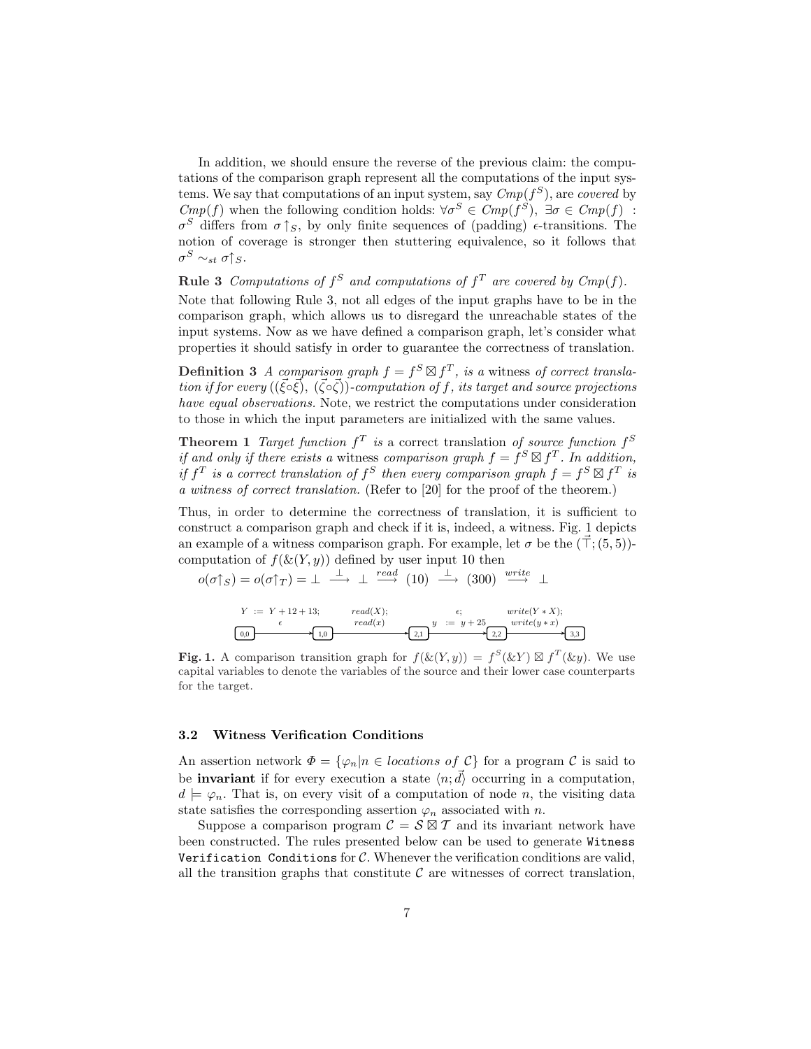In addition, we should ensure the reverse of the previous claim: the computations of the comparison graph represent all the computations of the input systems. We say that computations of an input system, say $Cmp(f^S)$, are *covered* by $Cmp(f)$ when the following condition holds: $\forall \sigma^S \in Cmp(f^S),\ \exists \sigma \in Cmp(f)$ : $\sigma^S$ differs from $\sigma\uparrow_S$, by only finite sequences of (padding) $\epsilon$-transitions. The notion of coverage is stronger then stuttering equivalence, so it follows that $\sigma^S \sim_{st} \sigma\uparrow_S$.

**Rule 3** *Computations of $f^S$ and computations of $f^T$ are covered by $Cmp(f)$.*

Note that following Rule 3, not all edges of the input graphs have to be in the comparison graph, which allows us to disregard the unreachable states of the input systems. Now as we have defined a comparison graph, let's consider what properties it should satisfy in order to guarantee the correctness of translation.

**Definition 3** *A comparison graph $f = f^S \boxtimes f^T$, is a* witness *of correct translation if for every $((\vec{\xi}\circ\vec{\xi}),\ (\vec{\zeta}\circ\vec{\zeta}))$-computation of $f$, its target and source projections have equal observations.* Note, we restrict the computations under consideration to those in which the input parameters are initialized with the same values.

**Theorem 1** *Target function $f^T$ is* a correct translation *of source function $f^S$ if and only if there exists a* witness *comparison graph $f = f^S \boxtimes f^T$. In addition, if $f^T$ is a correct translation of $f^S$ then every comparison graph $f = f^S \boxtimes f^T$ is a witness of correct translation.* (Refer to [20] for the proof of the theorem.)

Thus, in order to determine the correctness of translation, it is sufficient to construct a comparison graph and check if it is, indeed, a witness. Fig. 1 depicts an example of a witness comparison graph. For example, let $\sigma$ be the $(\vec{\top};(5,5))$-computation of $f(\&(Y,y))$ defined by user input 10 then

$o(\sigma\uparrow_S) = o(\sigma\uparrow_T) = \bot \ \xrightarrow{\bot}\ \bot \ \xrightarrow{read}\ (10) \ \xrightarrow{\bot}\ (300) \ \xrightarrow{write}\ \bot$

$$(0,0) \xrightarrow[\epsilon]{Y := Y+12+13;} (1,0) \xrightarrow[read(x)]{read(X);} (2,1) \xrightarrow[y := y+25]{\epsilon;} (2,2) \xrightarrow[write(y*x)]{write(Y*X);} (3,3)$$

**Fig. 1.** A comparison transition graph for $f(\&(Y,y)) = f^S(\&Y) \boxtimes f^T(\&y)$. We use capital variables to denote the variables of the source and their lower case counterparts for the target.

### 3.2 Witness Verification Conditions

An assertion network $\Phi = \{\varphi_n | n \in locations\ of\ \mathcal{C}\}$ for a program $\mathcal{C}$ is said to be **invariant** if for every execution a state $\langle n; \vec{d}\rangle$ occurring in a computation, $d \models \varphi_n$. That is, on every visit of a computation of node $n$, the visiting data state satisfies the corresponding assertion $\varphi_n$ associated with $n$.

Suppose a comparison program $\mathcal{C} = \mathcal{S} \boxtimes \mathcal{T}$ and its invariant network have been constructed. The rules presented below can be used to generate `Witness Verification Conditions` for $\mathcal{C}$. Whenever the verification conditions are valid, all the transition graphs that constitute $\mathcal{C}$ are witnesses of correct translation,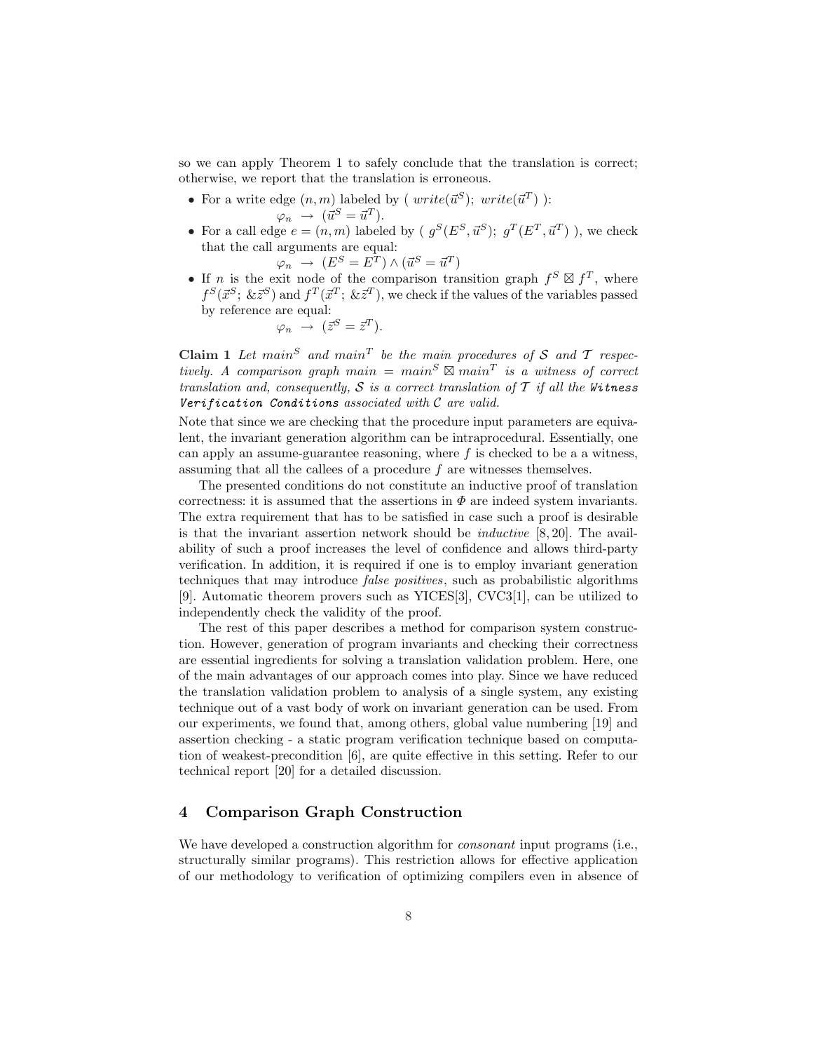so we can apply Theorem 1 to safely conclude that the translation is correct; otherwise, we report that the translation is erroneous.

- For a write edge $(n, m)$ labeled by ( $write(\vec{u}^S)$; $write(\vec{u}^T)$ ):
  $$\varphi_n \rightarrow (\vec{u}^S = \vec{u}^T).$$
- For a call edge $e = (n, m)$ labeled by ( $g^S(E^S, \vec{u}^S)$; $g^T(E^T, \vec{u}^T)$ ), we check that the call arguments are equal:
  $$\varphi_n \rightarrow (E^S = E^T) \wedge (\vec{u}^S = \vec{u}^T)$$
- If $n$ is the exit node of the comparison transition graph $f^S \boxtimes f^T$, where $f^S(\vec{x}^S;\ \&\vec{z}^S)$ and $f^T(\vec{x}^T;\ \&\vec{z}^T)$, we check if the values of the variables passed by reference are equal:
  $$\varphi_n \rightarrow (\vec{z}^S = \vec{z}^T).$$

**Claim 1** *Let $main^S$ and $main^T$ be the main procedures of $\mathcal{S}$ and $\mathcal{T}$ respectively. A comparison graph $main = main^S \boxtimes main^T$ is a witness of correct translation and, consequently, $\mathcal{S}$ is a correct translation of $\mathcal{T}$ if all the `Witness Verification Conditions` associated with $\mathcal{C}$ are valid.*

Note that since we are checking that the procedure input parameters are equivalent, the invariant generation algorithm can be intraprocedural. Essentially, one can apply an assume-guarantee reasoning, where $f$ is checked to be a a witness, assuming that all the callees of a procedure $f$ are witnesses themselves.

The presented conditions do not constitute an inductive proof of translation correctness: it is assumed that the assertions in $\Phi$ are indeed system invariants. The extra requirement that has to be satisfied in case such a proof is desirable is that the invariant assertion network should be *inductive* [8, 20]. The availability of such a proof increases the level of confidence and allows third-party verification. In addition, it is required if one is to employ invariant generation techniques that may introduce *false positives*, such as probabilistic algorithms [9]. Automatic theorem provers such as YICES[3], CVC3[1], can be utilized to independently check the validity of the proof.

The rest of this paper describes a method for comparison system construction. However, generation of program invariants and checking their correctness are essential ingredients for solving a translation validation problem. Here, one of the main advantages of our approach comes into play. Since we have reduced the translation validation problem to analysis of a single system, any existing technique out of a vast body of work on invariant generation can be used. From our experiments, we found that, among others, global value numbering [19] and assertion checking - a static program verification technique based on computation of weakest-precondition [6], are quite effective in this setting. Refer to our technical report [20] for a detailed discussion.

## 4 Comparison Graph Construction

We have developed a construction algorithm for *consonant* input programs (i.e., structurally similar programs). This restriction allows for effective application of our methodology to verification of optimizing compilers even in absence of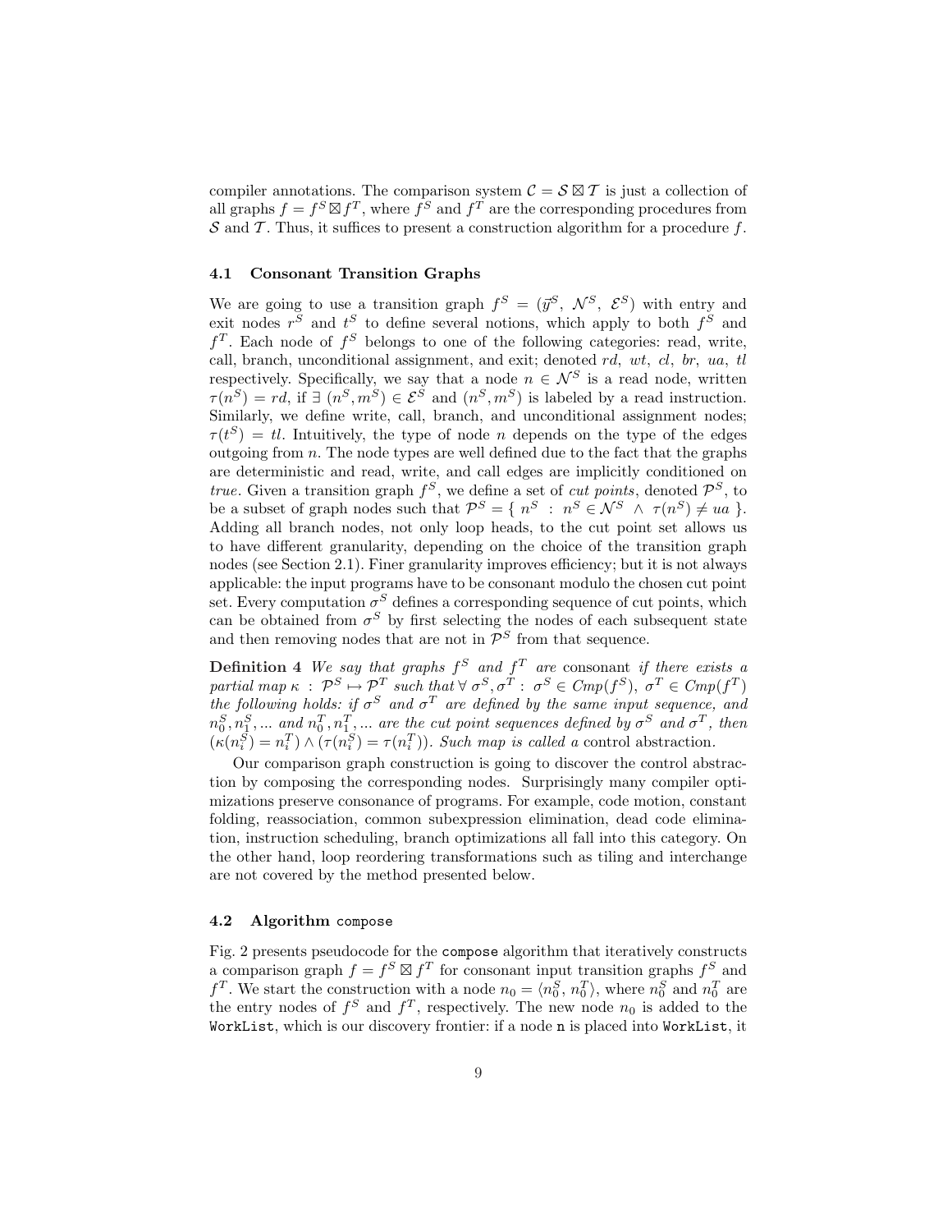compiler annotations. The comparison system $\mathcal{C} = \mathcal{S} \boxtimes \mathcal{T}$ is just a collection of all graphs $f = f^S \boxtimes f^T$, where $f^S$ and $f^T$ are the corresponding procedures from $\mathcal{S}$ and $\mathcal{T}$. Thus, it suffices to present a construction algorithm for a procedure $f$.

### 4.1 Consonant Transition Graphs

We are going to use a transition graph $f^S = (\vec{y}^S,\ \mathcal{N}^S,\ \mathcal{E}^S)$ with entry and exit nodes $r^S$ and $t^S$ to define several notions, which apply to both $f^S$ and $f^T$. Each node of $f^S$ belongs to one of the following categories: read, write, call, branch, unconditional assignment, and exit; denoted $rd$, $wt$, $cl$, $br$, $ua$, $tl$ respectively. Specifically, we say that a node $n \in \mathcal{N}^S$ is a read node, written $\tau(n^S) = rd$, if $\exists\ (n^S, m^S) \in \mathcal{E}^S$ and $(n^S, m^S)$ is labeled by a read instruction. Similarly, we define write, call, branch, and unconditional assignment nodes; $\tau(t^S) = tl$. Intuitively, the type of node $n$ depends on the type of the edges outgoing from $n$. The node types are well defined due to the fact that the graphs are deterministic and read, write, and call edges are implicitly conditioned on *true*. Given a transition graph $f^S$, we define a set of *cut points*, denoted $\mathcal{P}^S$, to be a subset of graph nodes such that $\mathcal{P}^S = \{\ n^S\ :\ n^S \in \mathcal{N}^S\ \wedge\ \tau(n^S) \neq ua\ \}$. Adding all branch nodes, not only loop heads, to the cut point set allows us to have different granularity, depending on the choice of the transition graph nodes (see Section 2.1). Finer granularity improves efficiency; but it is not always applicable: the input programs have to be consonant modulo the chosen cut point set. Every computation $\sigma^S$ defines a corresponding sequence of cut points, which can be obtained from $\sigma^S$ by first selecting the nodes of each subsequent state and then removing nodes that are not in $\mathcal{P}^S$ from that sequence.

**Definition 4** *We say that graphs $f^S$ and $f^T$ are* consonant *if there exists a partial map $\kappa\ :\ \mathcal{P}^S \mapsto \mathcal{P}^T$ such that $\forall\ \sigma^S, \sigma^T\ :\ \sigma^S \in Cmp(f^S),\ \sigma^T \in Cmp(f^T)$ the following holds: if $\sigma^S$ and $\sigma^T$ are defined by the same input sequence, and $n_0^S, n_1^S, \ldots$ and $n_0^T, n_1^T, \ldots$ are the cut point sequences defined by $\sigma^S$ and $\sigma^T$, then $(\kappa(n_i^S) = n_i^T) \wedge (\tau(n_i^S) = \tau(n_i^T))$. Such map is called a* control abstraction.

Our comparison graph construction is going to discover the control abstraction by composing the corresponding nodes. Surprisingly many compiler optimizations preserve consonance of programs. For example, code motion, constant folding, reassociation, common subexpression elimination, dead code elimination, instruction scheduling, branch optimizations all fall into this category. On the other hand, loop reordering transformations such as tiling and interchange are not covered by the method presented below.

### 4.2 Algorithm `compose`

Fig. 2 presents pseudocode for the `compose` algorithm that iteratively constructs a comparison graph $f = f^S \boxtimes f^T$ for consonant input transition graphs $f^S$ and $f^T$. We start the construction with a node $n_0 = \langle n_0^S,\ n_0^T \rangle$, where $n_0^S$ and $n_0^T$ are the entry nodes of $f^S$ and $f^T$, respectively. The new node $n_0$ is added to the `WorkList`, which is our discovery frontier: if a node `n` is placed into `WorkList`, it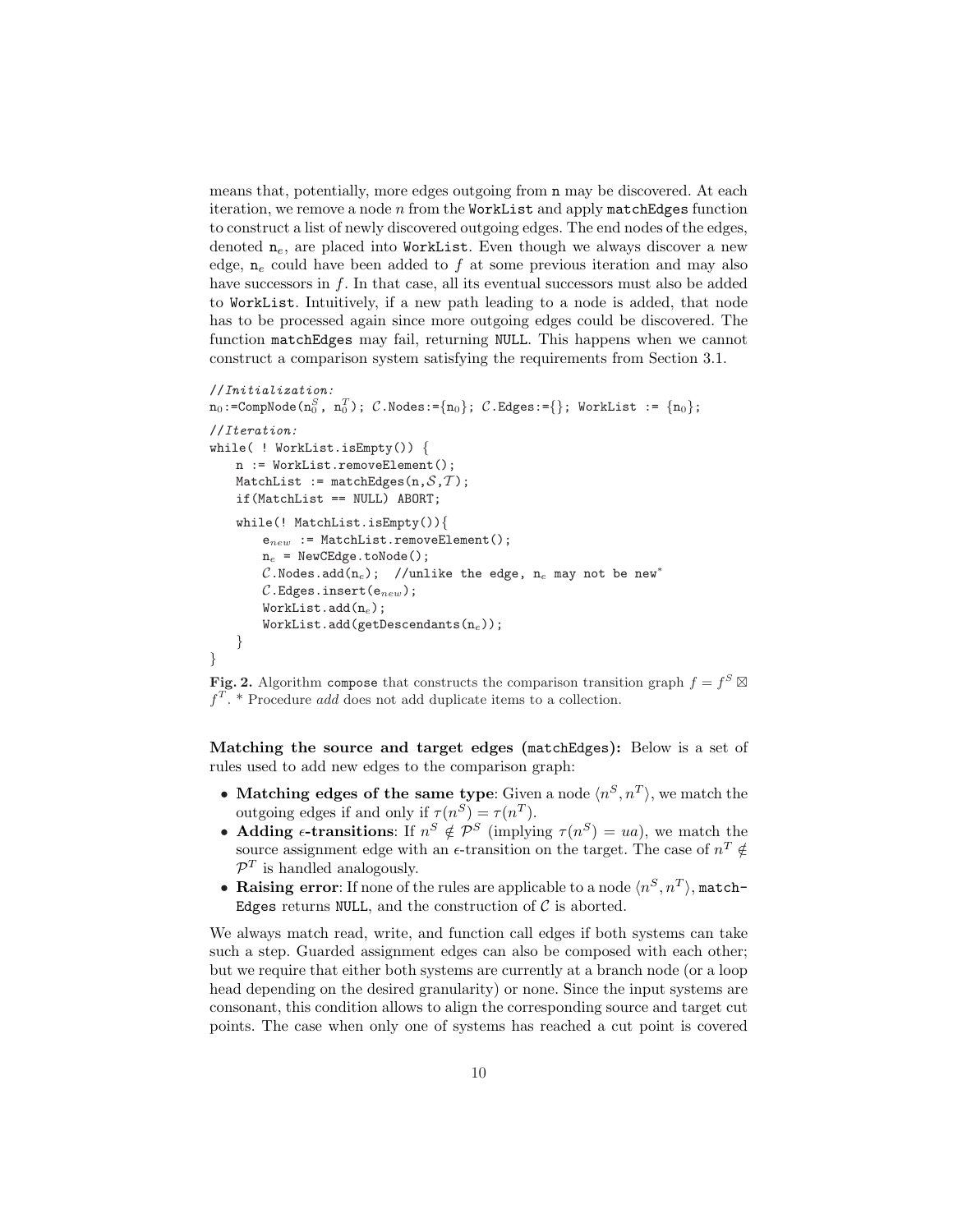means that, potentially, more edges outgoing from `n` may be discovered. At each iteration, we remove a node $n$ from the `WorkList` and apply `matchEdges` function to construct a list of newly discovered outgoing edges. The end nodes of the edges, denoted $\mathtt{n}_e$, are placed into `WorkList`. Even though we always discover a new edge, $\mathtt{n}_e$ could have been added to $f$ at some previous iteration and may also have successors in $f$. In that case, all its eventual successors must also be added to `WorkList`. Intuitively, if a new path leading to a node is added, that node has to be processed again since more outgoing edges could be discovered. The function `matchEdges` may fail, returning `NULL`. This happens when we cannot construct a comparison system satisfying the requirements from Section 3.1.

```
//Initialization:
n0:=CompNode(n0^S, n0^T); C.Nodes:={n0}; C.Edges:={}; WorkList := {n0};

//Iteration:
while( ! WorkList.isEmpty()) {
    n := WorkList.removeElement();
    MatchList := matchEdges(n,S,T);
    if(MatchList == NULL) ABORT;

    while(! MatchList.isEmpty()){
        e_new := MatchList.removeElement();
        n_e = NewCEdge.toNode();
        C.Nodes.add(n_e);  //unlike the edge, n_e may not be new*
        C.Edges.insert(e_new);
        WorkList.add(n_e);
        WorkList.add(getDescendants(n_e));
    }
}
```

**Fig. 2.** Algorithm `compose` that constructs the comparison transition graph $f = f^S \boxtimes f^T$. * Procedure *add* does not add duplicate items to a collection.

**Matching the source and target edges (`matchEdges`):** Below is a set of rules used to add new edges to the comparison graph:

- **Matching edges of the same type**: Given a node $\langle n^S, n^T \rangle$, we match the outgoing edges if and only if $\tau(n^S) = \tau(n^T)$.
- **Adding $\epsilon$-transitions**: If $n^S \notin \mathcal{P}^S$ (implying $\tau(n^S) = ua$), we match the source assignment edge with an $\epsilon$-transition on the target. The case of $n^T \notin \mathcal{P}^T$ is handled analogously.
- **Raising error**: If none of the rules are applicable to a node $\langle n^S, n^T \rangle$, `matchEdges` returns `NULL`, and the construction of $\mathcal{C}$ is aborted.

We always match read, write, and function call edges if both systems can take such a step. Guarded assignment edges can also be composed with each other; but we require that either both systems are currently at a branch node (or a loop head depending on the desired granularity) or none. Since the input systems are consonant, this condition allows to align the corresponding source and target cut points. The case when only one of systems has reached a cut point is covered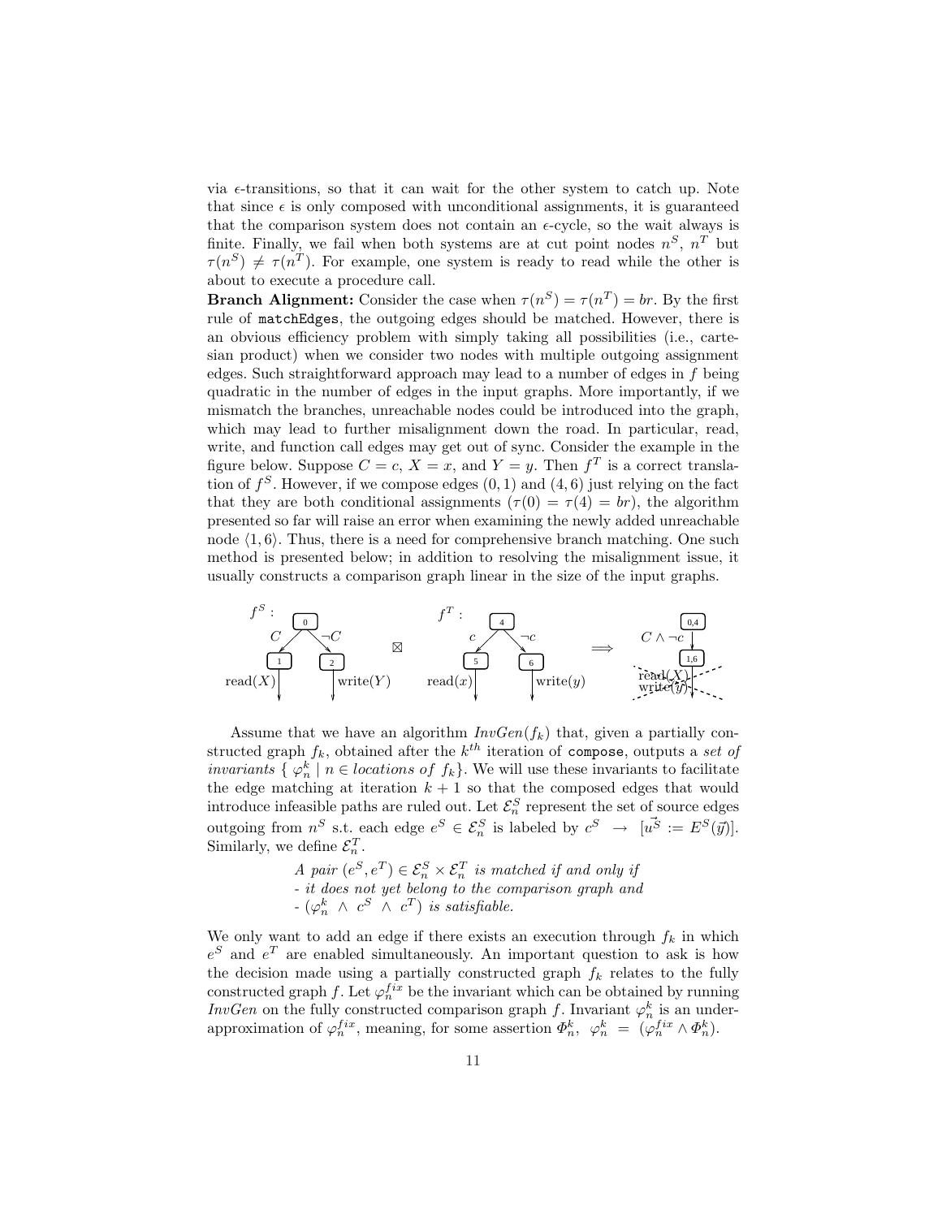via $\epsilon$-transitions, so that it can wait for the other system to catch up. Note that since $\epsilon$ is only composed with unconditional assignments, it is guaranteed that the comparison system does not contain an $\epsilon$-cycle, so the wait always is finite. Finally, we fail when both systems are at cut point nodes $n^S$, $n^T$ but $\tau(n^S) \neq \tau(n^T)$. For example, one system is ready to read while the other is about to execute a procedure call.

**Branch Alignment:** Consider the case when $\tau(n^S) = \tau(n^T) = br$. By the first rule of `matchEdges`, the outgoing edges should be matched. However, there is an obvious efficiency problem with simply taking all possibilities (i.e., cartesian product) when we consider two nodes with multiple outgoing assignment edges. Such straightforward approach may lead to a number of edges in $f$ being quadratic in the number of edges in the input graphs. More importantly, if we mismatch the branches, unreachable nodes could be introduced into the graph, which may lead to further misalignment down the road. In particular, read, write, and function call edges may get out of sync. Consider the example in the figure below. Suppose $C = c$, $X = x$, and $Y = y$. Then $f^T$ is a correct translation of $f^S$. However, if we compose edges $(0, 1)$ and $(4, 6)$ just relying on the fact that they are both conditional assignments ($\tau(0) = \tau(4) = br$), the algorithm presented so far will raise an error when examining the newly added unreachable node $\langle 1, 6\rangle$. Thus, there is a need for comprehensive branch matching. One such method is presented below; in addition to resolving the misalignment issue, it usually constructs a comparison graph linear in the size of the input graphs.

Assume that we have an algorithm $InvGen(f_k)$ that, given a partially constructed graph $f_k$, obtained after the $k^{th}$ iteration of `compose`, outputs a *set of invariants* $\{ \varphi_n^k \mid n \in$ *locations of* $f_k\}$. We will use these invariants to facilitate the edge matching at iteration $k+1$ so that the composed edges that would introduce infeasible paths are ruled out. Let $\mathcal{E}_n^S$ represent the set of source edges outgoing from $n^S$ s.t. each edge $e^S \in \mathcal{E}_n^S$ is labeled by $c^S \rightarrow [\vec{u^S} := E^S(\vec{y})]$. Similarly, we define $\mathcal{E}_n^T$.

*A pair* $(e^S, e^T) \in \mathcal{E}_n^S \times \mathcal{E}_n^T$ *is matched if and only if*
*- it does not yet belong to the comparison graph and*
*-* $(\varphi_n^k \wedge c^S \wedge c^T)$ *is satisfiable.*

We only want to add an edge if there exists an execution through $f_k$ in which $e^S$ and $e^T$ are enabled simultaneously. An important question to ask is how the decision made using a partially constructed graph $f_k$ relates to the fully constructed graph $f$. Let $\varphi_n^{fix}$ be the invariant which can be obtained by running *InvGen* on the fully constructed comparison graph $f$. Invariant $\varphi_n^k$ is an underapproximation of $\varphi_n^{fix}$, meaning, for some assertion $\Phi_n^k$, $\varphi_n^k = (\varphi_n^{fix} \wedge \Phi_n^k)$.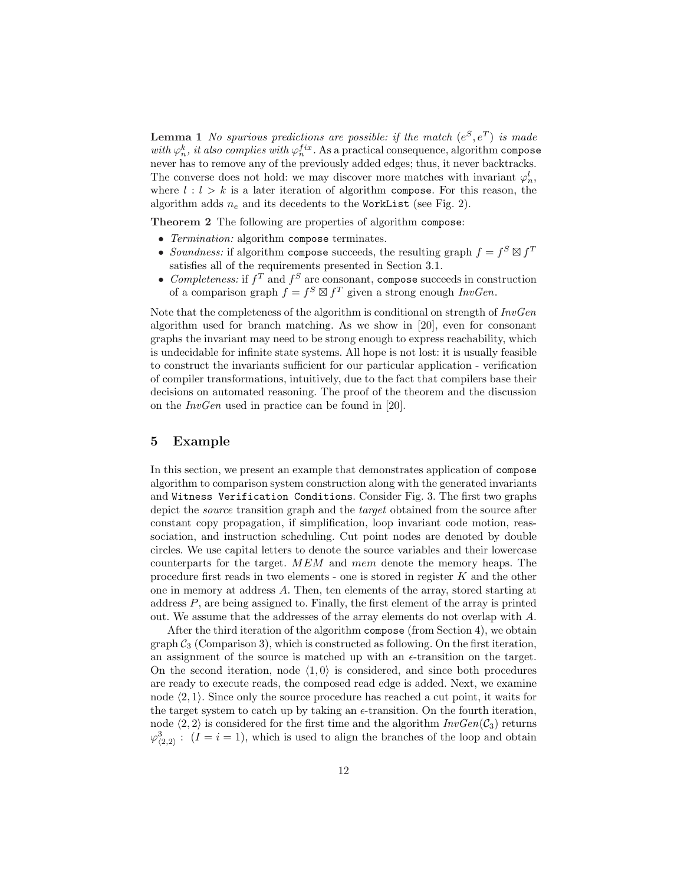**Lemma 1** *No spurious predictions are possible: if the match $(e^S, e^T)$ is made with $\varphi_n^k$, it also complies with $\varphi_n^{fix}$.* As a practical consequence, algorithm `compose` never has to remove any of the previously added edges; thus, it never backtracks. The converse does not hold: we may discover more matches with invariant $\varphi_n^l$, where $l : l > k$ is a later iteration of algorithm `compose`. For this reason, the algorithm adds $n_e$ and its decedents to the `WorkList` (see Fig. 2).

**Theorem 2** The following are properties of algorithm `compose`:

- *Termination:* algorithm `compose` terminates.
- *Soundness:* if algorithm `compose` succeeds, the resulting graph $f = f^S \boxtimes f^T$ satisfies all of the requirements presented in Section 3.1.
- *Completeness:* if $f^T$ and $f^S$ are consonant, `compose` succeeds in construction of a comparison graph $f = f^S \boxtimes f^T$ given a strong enough *InvGen*.

Note that the completeness of the algorithm is conditional on strength of *InvGen* algorithm used for branch matching. As we show in [20], even for consonant graphs the invariant may need to be strong enough to express reachability, which is undecidable for infinite state systems. All hope is not lost: it is usually feasible to construct the invariants sufficient for our particular application - verification of compiler transformations, intuitively, due to the fact that compilers base their decisions on automated reasoning. The proof of the theorem and the discussion on the *InvGen* used in practice can be found in [20].

## 5 Example

In this section, we present an example that demonstrates application of `compose` algorithm to comparison system construction along with the generated invariants and `Witness Verification Conditions`. Consider Fig. 3. The first two graphs depict the *source* transition graph and the *target* obtained from the source after constant copy propagation, if simplification, loop invariant code motion, reassociation, and instruction scheduling. Cut point nodes are denoted by double circles. We use capital letters to denote the source variables and their lowercase counterparts for the target. $MEM$ and $mem$ denote the memory heaps. The procedure first reads in two elements - one is stored in register $K$ and the other one in memory at address $A$. Then, ten elements of the array, stored starting at address $P$, are being assigned to. Finally, the first element of the array is printed out. We assume that the addresses of the array elements do not overlap with $A$.

After the third iteration of the algorithm `compose` (from Section 4), we obtain graph $\mathcal{C}_3$ (Comparison 3), which is constructed as following. On the first iteration, an assignment of the source is matched up with an $\epsilon$-transition on the target. On the second iteration, node $\langle 1, 0\rangle$ is considered, and since both procedures are ready to execute reads, the composed read edge is added. Next, we examine node $\langle 2, 1\rangle$. Since only the source procedure has reached a cut point, it waits for the target system to catch up by taking an $\epsilon$-transition. On the fourth iteration, node $\langle 2, 2\rangle$ is considered for the first time and the algorithm $InvGen(\mathcal{C}_3)$ returns $\varphi^3_{\langle 2,2\rangle} : \ (I = i = 1)$, which is used to align the branches of the loop and obtain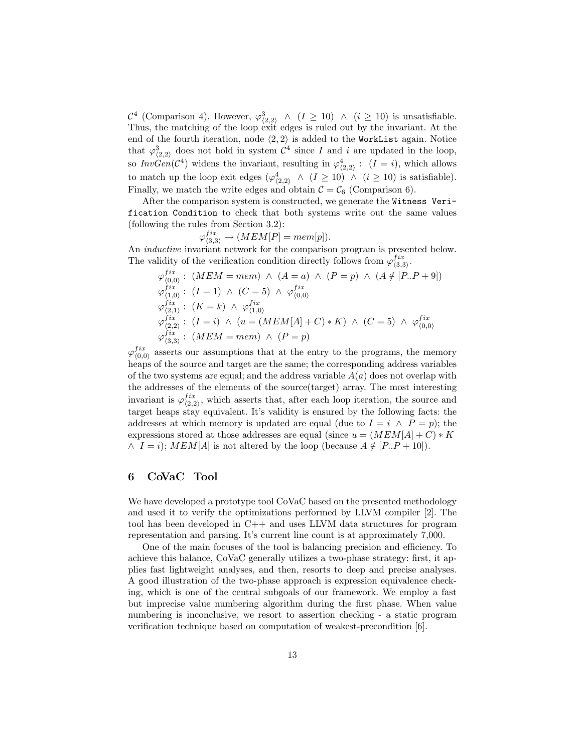$\mathcal{C}^4$ (Comparison 4). However, $\varphi^3_{\langle 2,2\rangle} \;\wedge\; (I \geq 10) \;\wedge\; (i \geq 10)$ is unsatisfiable. Thus, the matching of the loop exit edges is ruled out by the invariant. At the end of the fourth iteration, node $\langle 2, 2\rangle$ is added to the `WorkList` again. Notice that $\varphi^3_{\langle 2,2\rangle}$ does not hold in system $\mathcal{C}^4$ since $I$ and $i$ are updated in the loop, so $InvGen(\mathcal{C}^4)$ widens the invariant, resulting in $\varphi^4_{\langle 2,2\rangle} : \; (I = i)$, which allows to match up the loop exit edges ($\varphi^4_{\langle 2,2\rangle} \;\wedge\; (I \geq 10) \;\wedge\; (i \geq 10)$ is satisfiable). Finally, we match the write edges and obtain $\mathcal{C} = \mathcal{C}_6$ (Comparison 6).

After the comparison system is constructed, we generate the `Witness Verification Condition` to check that both systems write out the same values (following the rules from Section 3.2):

$$\varphi^{fix}_{\langle 3,3\rangle} \rightarrow (MEM[P] = mem[p]).$$

An *inductive* invariant network for the comparison program is presented below. The validity of the verification condition directly follows from $\varphi^{fix}_{\langle 3,3\rangle}$.

$$\begin{aligned}
&\varphi^{fix}_{\langle 0,0\rangle} : \; (MEM = mem) \;\wedge\; (A = a) \;\wedge\; (P = p) \;\wedge\; (A \notin [P..P + 9]) \\
&\varphi^{fix}_{\langle 1,0\rangle} : \; (I = 1) \;\wedge\; (C = 5) \;\wedge\; \varphi^{fix}_{\langle 0,0\rangle} \\
&\varphi^{fix}_{\langle 2,1\rangle} : \; (K = k) \;\wedge\; \varphi^{fix}_{\langle 1,0\rangle} \\
&\varphi^{fix}_{\langle 2,2\rangle} : \; (I = i) \;\wedge\; (u = (MEM[A] + C) * K) \;\wedge\; (C = 5) \;\wedge\; \varphi^{fix}_{\langle 0,0\rangle} \\
&\varphi^{fix}_{\langle 3,3\rangle} : \; (MEM = mem) \;\wedge\; (P = p)
\end{aligned}$$

$\varphi^{fix}_{\langle 0,0\rangle}$ asserts our assumptions that at the entry to the programs, the memory heaps of the source and target are the same; the corresponding address variables of the two systems are equal; and the address variable $A(a)$ does not overlap with the addresses of the elements of the source(target) array. The most interesting invariant is $\varphi^{fix}_{\langle 2,2\rangle}$, which asserts that, after each loop iteration, the source and target heaps stay equivalent. It's validity is ensured by the following facts: the addresses at which memory is updated are equal (due to $I = i \;\wedge\; P = p$); the expressions stored at those addresses are equal (since $u = (MEM[A] + C) * K \;\wedge\; I = i$); $MEM[A]$ is not altered by the loop (because $A \notin [P..P + 10]$).

## 6 CoVaC Tool

We have developed a prototype tool CoVaC based on the presented methodology and used it to verify the optimizations performed by LLVM compiler [2]. The tool has been developed in C++ and uses LLVM data structures for program representation and parsing. It's current line count is at approximately 7,000.

One of the main focuses of the tool is balancing precision and efficiency. To achieve this balance, CoVaC generally utilizes a two-phase strategy: first, it applies fast lightweight analyses, and then, resorts to deep and precise analyses. A good illustration of the two-phase approach is expression equivalence checking, which is one of the central subgoals of our framework. We employ a fast but imprecise value numbering algorithm during the first phase. When value numbering is inconclusive, we resort to assertion checking - a static program verification technique based on computation of weakest-precondition [6].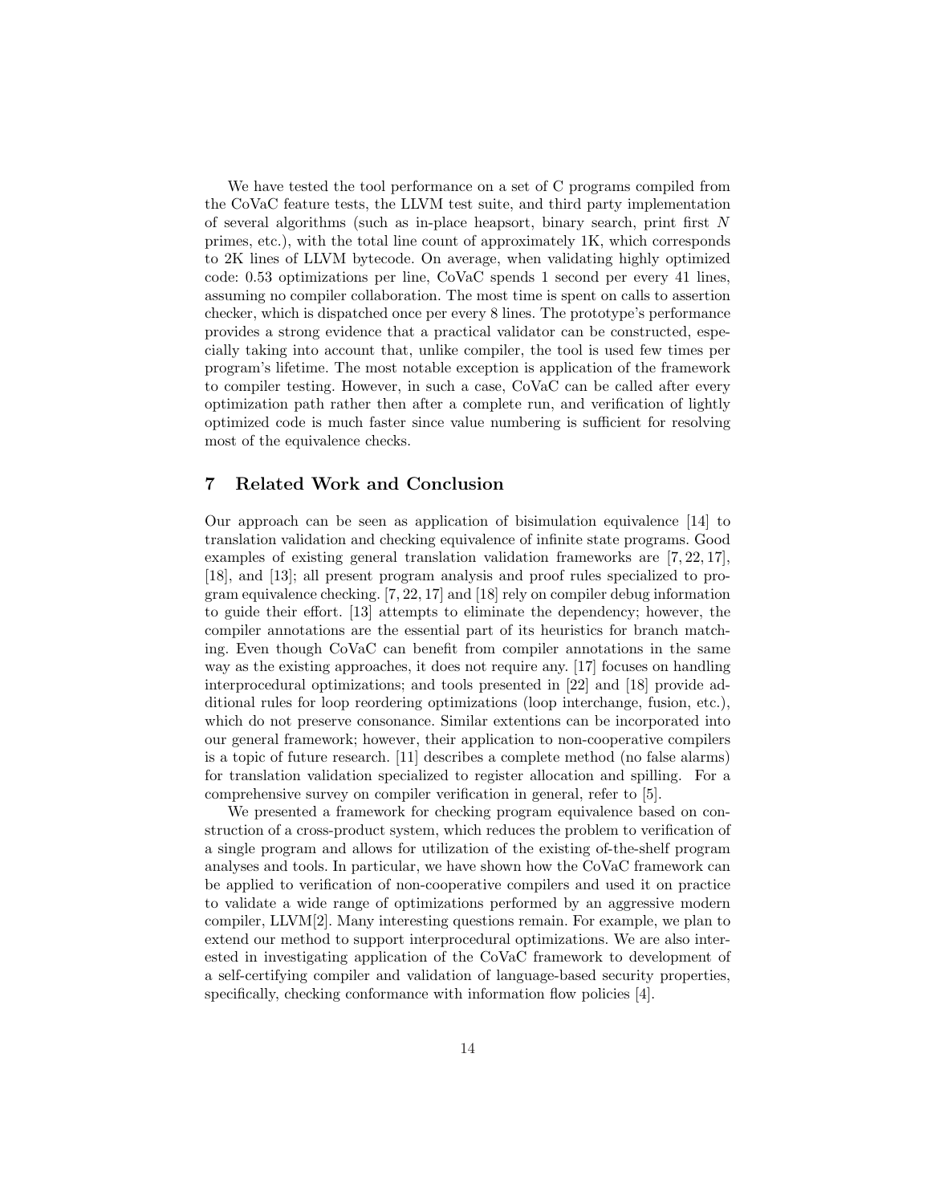We have tested the tool performance on a set of C programs compiled from the CoVaC feature tests, the LLVM test suite, and third party implementation of several algorithms (such as in-place heapsort, binary search, print first $N$ primes, etc.), with the total line count of approximately 1K, which corresponds to 2K lines of LLVM bytecode. On average, when validating highly optimized code: 0.53 optimizations per line, CoVaC spends 1 second per every 41 lines, assuming no compiler collaboration. The most time is spent on calls to assertion checker, which is dispatched once per every 8 lines. The prototype's performance provides a strong evidence that a practical validator can be constructed, especially taking into account that, unlike compiler, the tool is used few times per program's lifetime. The most notable exception is application of the framework to compiler testing. However, in such a case, CoVaC can be called after every optimization path rather then after a complete run, and verification of lightly optimized code is much faster since value numbering is sufficient for resolving most of the equivalence checks.

## 7 Related Work and Conclusion

Our approach can be seen as application of bisimulation equivalence [14] to translation validation and checking equivalence of infinite state programs. Good examples of existing general translation validation frameworks are [7, 22, 17], [18], and [13]; all present program analysis and proof rules specialized to program equivalence checking. [7, 22, 17] and [18] rely on compiler debug information to guide their effort. [13] attempts to eliminate the dependency; however, the compiler annotations are the essential part of its heuristics for branch matching. Even though CoVaC can benefit from compiler annotations in the same way as the existing approaches, it does not require any. [17] focuses on handling interprocedural optimizations; and tools presented in [22] and [18] provide additional rules for loop reordering optimizations (loop interchange, fusion, etc.), which do not preserve consonance. Similar extentions can be incorporated into our general framework; however, their application to non-cooperative compilers is a topic of future research. [11] describes a complete method (no false alarms) for translation validation specialized to register allocation and spilling. For a comprehensive survey on compiler verification in general, refer to [5].

We presented a framework for checking program equivalence based on construction of a cross-product system, which reduces the problem to verification of a single program and allows for utilization of the existing of-the-shelf program analyses and tools. In particular, we have shown how the CoVaC framework can be applied to verification of non-cooperative compilers and used it on practice to validate a wide range of optimizations performed by an aggressive modern compiler, LLVM[2]. Many interesting questions remain. For example, we plan to extend our method to support interprocedural optimizations. We are also interested in investigating application of the CoVaC framework to development of a self-certifying compiler and validation of language-based security properties, specifically, checking conformance with information flow policies [4].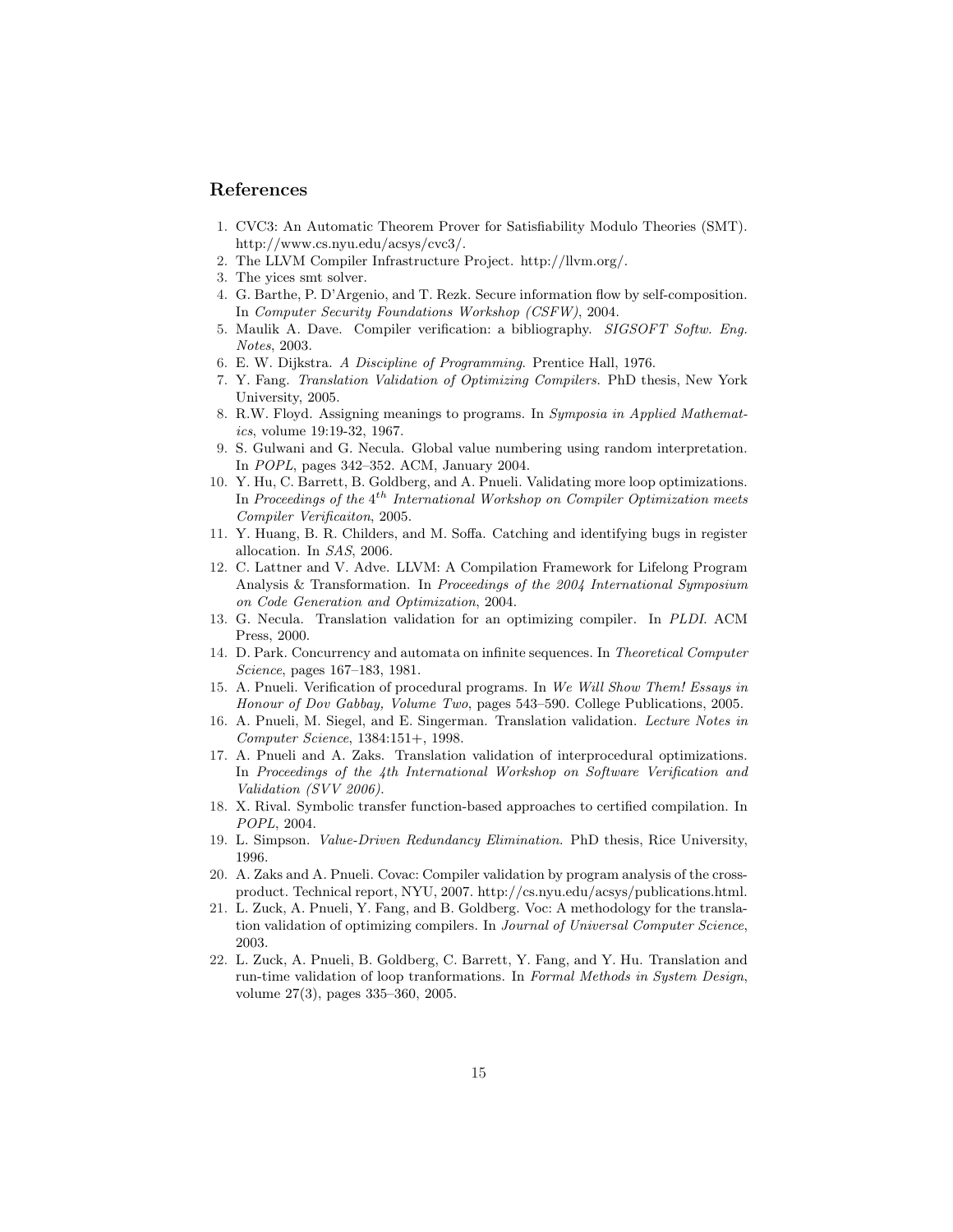## References

1. CVC3: An Automatic Theorem Prover for Satisfiability Modulo Theories (SMT). http://www.cs.nyu.edu/acsys/cvc3/.
2. The LLVM Compiler Infrastructure Project. http://llvm.org/.
3. The yices smt solver.
4. G. Barthe, P. D'Argenio, and T. Rezk. Secure information flow by self-composition. In *Computer Security Foundations Workshop (CSFW)*, 2004.
5. Maulik A. Dave. Compiler verification: a bibliography. *SIGSOFT Softw. Eng. Notes*, 2003.
6. E. W. Dijkstra. *A Discipline of Programming*. Prentice Hall, 1976.
7. Y. Fang. *Translation Validation of Optimizing Compilers*. PhD thesis, New York University, 2005.
8. R.W. Floyd. Assigning meanings to programs. In *Symposia in Applied Mathematics*, volume 19:19-32, 1967.
9. S. Gulwani and G. Necula. Global value numbering using random interpretation. In *POPL*, pages 342–352. ACM, January 2004.
10. Y. Hu, C. Barrett, B. Goldberg, and A. Pnueli. Validating more loop optimizations. In *Proceedings of the $4^{th}$ International Workshop on Compiler Optimization meets Compiler Verificaiton*, 2005.
11. Y. Huang, B. R. Childers, and M. Soffa. Catching and identifying bugs in register allocation. In *SAS*, 2006.
12. C. Lattner and V. Adve. LLVM: A Compilation Framework for Lifelong Program Analysis & Transformation. In *Proceedings of the 2004 International Symposium on Code Generation and Optimization*, 2004.
13. G. Necula. Translation validation for an optimizing compiler. In *PLDI*. ACM Press, 2000.
14. D. Park. Concurrency and automata on infinite sequences. In *Theoretical Computer Science*, pages 167–183, 1981.
15. A. Pnueli. Verification of procedural programs. In *We Will Show Them! Essays in Honour of Dov Gabbay, Volume Two*, pages 543–590. College Publications, 2005.
16. A. Pnueli, M. Siegel, and E. Singerman. Translation validation. *Lecture Notes in Computer Science*, 1384:151+, 1998.
17. A. Pnueli and A. Zaks. Translation validation of interprocedural optimizations. In *Proceedings of the 4th International Workshop on Software Verification and Validation (SVV 2006)*.
18. X. Rival. Symbolic transfer function-based approaches to certified compilation. In *POPL*, 2004.
19. L. Simpson. *Value-Driven Redundancy Elimination*. PhD thesis, Rice University, 1996.
20. A. Zaks and A. Pnueli. Covac: Compiler validation by program analysis of the cross-product. Technical report, NYU, 2007. http://cs.nyu.edu/acsys/publications.html.
21. L. Zuck, A. Pnueli, Y. Fang, and B. Goldberg. Voc: A methodology for the translation validation of optimizing compilers. In *Journal of Universal Computer Science*, 2003.
22. L. Zuck, A. Pnueli, B. Goldberg, C. Barrett, Y. Fang, and Y. Hu. Translation and run-time validation of loop tranformations. In *Formal Methods in System Design*, volume 27(3), pages 335–360, 2005.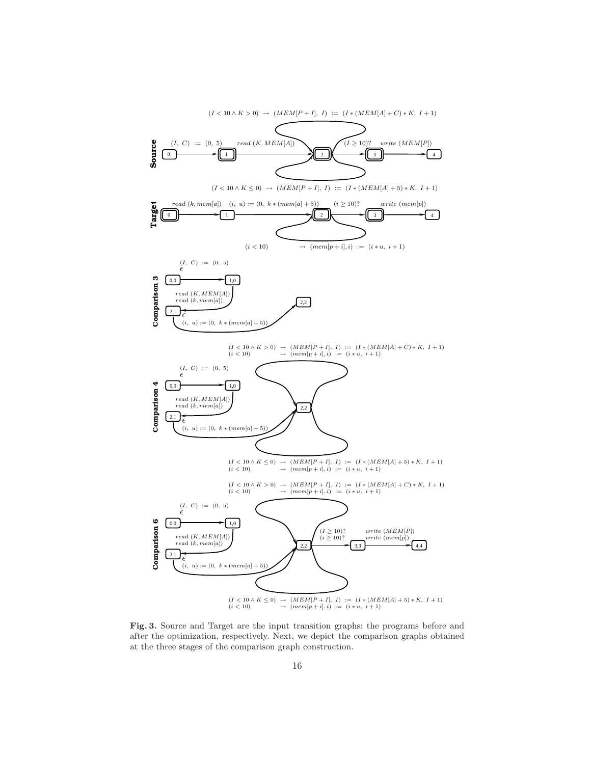**Source**

$(I, C) := (0, 5)$ read $(K, MEM[A])$ $(I \geq 10)?$ write $(MEM[P])$

0 1 2 3 4

$(I < 10 \wedge K > 0) \rightarrow (MEM[P+I], I) := (I * (MEM[A] + C) * K, I + 1)$

$(I < 10 \wedge K \leq 0) \rightarrow (MEM[P+I], I) := (I * (MEM[A] + 5) * K, I + 1)$

**Target**

read $(k, mem[a])$ $(i, u) := (0, k * (mem[a] + 5))$ $(i \geq 10)?$ write $(mem[p])$

0 1 2 3 4

$(i < 10) \rightarrow (mem[p+i], i) := (i * u, i + 1)$

**Comparison 3**

$(I, C) := (0, 5)$
$\epsilon$

read $(K, MEM[A])$
read $(k, mem[a])$

$\epsilon$
$(i, u) := (0, k * (mem[a] + 5))$

0,0 1,0 2,1 2,2

**Comparison 4**

$(I < 10 \wedge K > 0) \rightarrow (MEM[P+I], I) := (I * (MEM[A] + C) * K, I + 1)$
$(i < 10) \rightarrow (mem[p+i], i) := (i * u, i + 1)$

$(I, C) := (0, 5)$
$\epsilon$

read $(K, MEM[A])$
read $(k, mem[a])$

$\epsilon$
$(i, u) := (0, k * (mem[a] + 5))$

0,0 1,0 2,1 2,2

$(I < 10 \wedge K \leq 0) \rightarrow (MEM[P+I], I) := (I * (MEM[A] + 5) * K, I + 1)$
$(i < 10) \rightarrow (mem[p+i], i) := (i * u, i + 1)$

**Comparison 6**

$(I < 10 \wedge K > 0) \rightarrow (MEM[P+I], I) := (I * (MEM[A] + C) * K, I + 1)$
$(i < 10) \rightarrow (mem[p+i], i) := (i * u, i + 1)$

$(I, C) := (0, 5)$
$\epsilon$

read $(K, MEM[A])$
read $(k, mem[a])$

$\epsilon$
$(i, u) := (0, k * (mem[a] + 5))$

$(I \geq 10)?$
$(i \geq 10)?$

write $(MEM[P])$
write $(mem[p])$

0,0 1,0 2,1 2,2 3,3 4,4

$(I < 10 \wedge K \leq 0) \rightarrow (MEM[P+I], I) := (I * (MEM[A] + 5) * K, I + 1)$
$(i < 10) \rightarrow (mem[p+i], i) := (i * u, i + 1)$

**Fig. 3.** Source and Target are the input transition graphs: the programs before and after the optimization, respectively. Next, we depict the comparison graphs obtained at the three stages of the comparison graph construction.